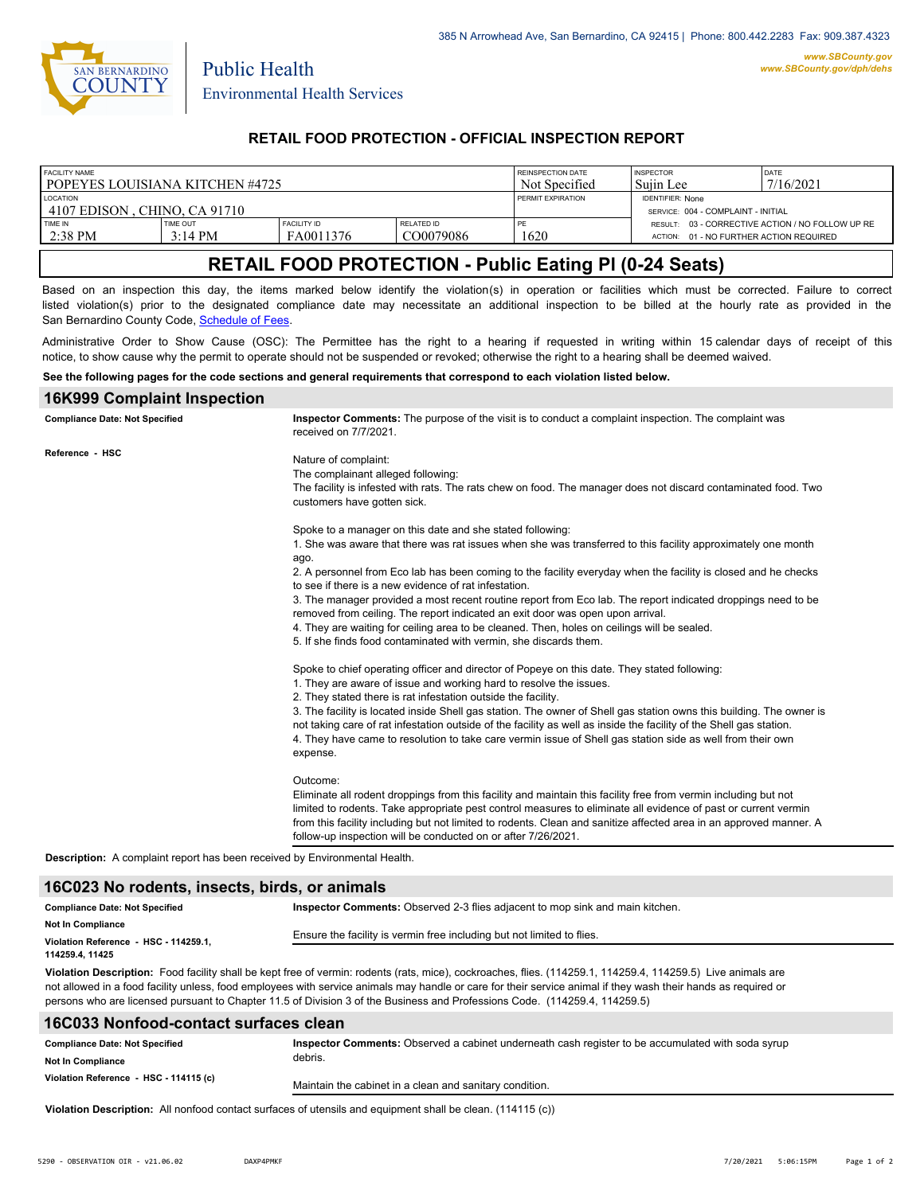385 N Arrowhead Ave, San Bernardino, CA 92415 | Phone: 800.442.2283 Fax: 909.387.4323

www.SBCounty.gov
www.SBCounty.gov/dph/dehs

SAN BERNARDINO COUNTY
Public Health
Environmental Health Services

## RETAIL FOOD PROTECTION - OFFICIAL INSPECTION REPORT

| FACILITY NAME | | | | REINSPECTION DATE | INSPECTOR | DATE |
|---|---|---|---|---|---|---|
| POPEYES LOUISIANA KITCHEN #4725 | | | | Not Specified | Sujin Lee | 7/16/2021 |
| LOCATION | | | | PERMIT EXPIRATION | IDENTIFIER: None | |
| 4107 EDISON , CHINO, CA 91710 | | | | | SERVICE: 004 - COMPLAINT - INITIAL | |
| TIME IN | TIME OUT | FACILITY ID | RELATED ID | PE | RESULT: 03 - CORRECTIVE ACTION / NO FOLLOW UP RE | |
| 2:38 PM | 3:14 PM | FA0011376 | CO0079086 | 1620 | ACTION: 01 - NO FURTHER ACTION REQUIRED | |

# RETAIL FOOD PROTECTION - Public Eating Pl (0-24 Seats)

Based on an inspection this day, the items marked below identify the violation(s) in operation or facilities which must be corrected. Failure to correct listed violation(s) prior to the designated compliance date may necessitate an additional inspection to be billed at the hourly rate as provided in the San Bernardino County Code, Schedule of Fees.

Administrative Order to Show Cause (OSC): The Permittee has the right to a hearing if requested in writing within 15 calendar days of receipt of this notice, to show cause why the permit to operate should not be suspended or revoked; otherwise the right to a hearing shall be deemed waived.

**See the following pages for the code sections and general requirements that correspond to each violation listed below.**

## 16K999 Complaint Inspection

**Compliance Date: Not Specified**

**Reference - HSC**

**Inspector Comments:** The purpose of the visit is to conduct a complaint inspection. The complaint was received on 7/7/2021.

Nature of complaint:
The complainant alleged following:
The facility is infested with rats. The rats chew on food. The manager does not discard contaminated food. Two customers have gotten sick.

Spoke to a manager on this date and she stated following:
1. She was aware that there was rat issues when she was transferred to this facility approximately one month ago.
2. A personnel from Eco lab has been coming to the facility everyday when the facility is closed and he checks to see if there is a new evidence of rat infestation.
3. The manager provided a most recent routine report from Eco lab. The report indicated droppings need to be removed from ceiling. The report indicated an exit door was open upon arrival.
4. They are waiting for ceiling area to be cleaned. Then, holes on ceilings will be sealed.
5. If she finds food contaminated with vermin, she discards them.

Spoke to chief operating officer and director of Popeye on this date. They stated following:
1. They are aware of issue and working hard to resolve the issues.
2. They stated there is rat infestation outside the facility.
3. The facility is located inside Shell gas station. The owner of Shell gas station owns this building. The owner is not taking care of rat infestation outside of the facility as well as inside the facility of the Shell gas station.
4. They have came to resolution to take care vermin issue of Shell gas station side as well from their own expense.

Outcome:
Eliminate all rodent droppings from this facility and maintain this facility free from vermin including but not limited to rodents. Take appropriate pest control measures to eliminate all evidence of past or current vermin from this facility including but not limited to rodents. Clean and sanitize affected area in an approved manner. A follow-up inspection will be conducted on or after 7/26/2021.

**Description:** A complaint report has been received by Environmental Health.

## 16C023 No rodents, insects, birds, or animals

**Compliance Date: Not Specified**

**Not In Compliance**

**Violation Reference - HSC - 114259.1, 114259.4, 11425**

**Inspector Comments:** Observed 2-3 flies adjacent to mop sink and main kitchen.

Ensure the facility is vermin free including but not limited to flies.

**Violation Description:** Food facility shall be kept free of vermin: rodents (rats, mice), cockroaches, flies. (114259.1, 114259.4, 114259.5) Live animals are not allowed in a food facility unless, food employees with service animals may handle or care for their service animal if they wash their hands as required or persons who are licensed pursuant to Chapter 11.5 of Division 3 of the Business and Professions Code. (114259.4, 114259.5)

## 16C033 Nonfood-contact surfaces clean

**Compliance Date: Not Specified**

**Not In Compliance**

**Violation Reference - HSC - 114115 (c)**

**Inspector Comments:** Observed a cabinet underneath cash register to be accumulated with soda syrup debris.

Maintain the cabinet in a clean and sanitary condition.

**Violation Description:** All nonfood contact surfaces of utensils and equipment shall be clean. (114115 (c))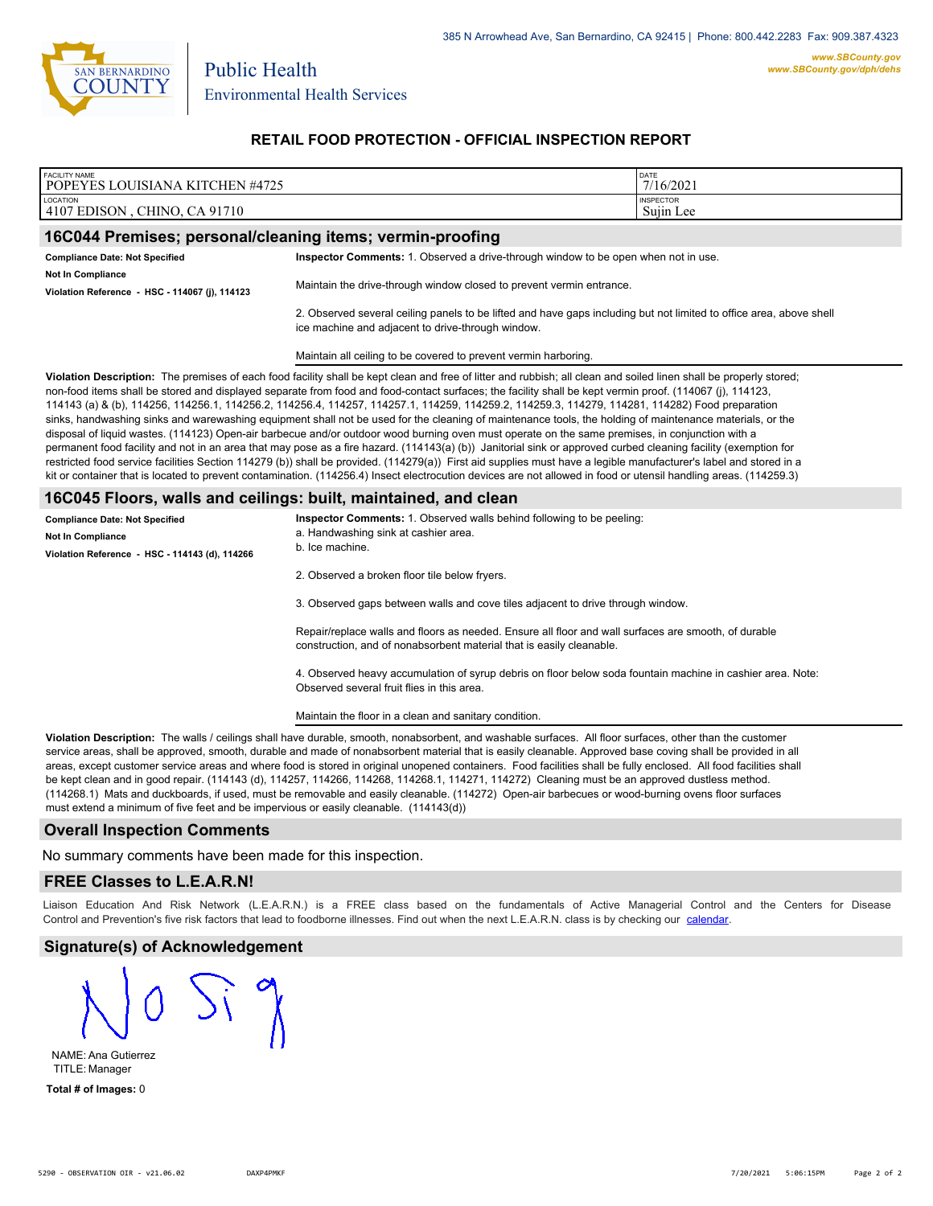385 N Arrowhead Ave, San Bernardino, CA 92415 | Phone: 800.442.2283 Fax: 909.387.4323

www.SBCounty.gov
www.SBCounty.gov/dph/dehs

SAN BERNARDINO COUNTY

Public Health
Environmental Health Services

## RETAIL FOOD PROTECTION - OFFICIAL INSPECTION REPORT

| FACILITY NAME | DATE |
|---|---|
| POPEYES LOUISIANA KITCHEN #4725 | 7/16/2021 |
| LOCATION | INSPECTOR |
| 4107 EDISON , CHINO, CA 91710 | Sujin Lee |

## 16C044 Premises; personal/cleaning items; vermin-proofing

**Compliance Date: Not Specified**

**Not In Compliance**

**Violation Reference - HSC - 114067 (j), 114123**

**Inspector Comments:** 1. Observed a drive-through window to be open when not in use.

Maintain the drive-through window closed to prevent vermin entrance.

2. Observed several ceiling panels to be lifted and have gaps including but not limited to office area, above shell ice machine and adjacent to drive-through window.

Maintain all ceiling to be covered to prevent vermin harboring.

**Violation Description:** The premises of each food facility shall be kept clean and free of litter and rubbish; all clean and soiled linen shall be properly stored; non-food items shall be stored and displayed separate from food and food-contact surfaces; the facility shall be kept vermin proof. (114067 (j), 114123, 114143 (a) & (b), 114256, 114256.1, 114256.2, 114256.4, 114257, 114257.1, 114259, 114259.2, 114259.3, 114279, 114281, 114282) Food preparation sinks, handwashing sinks and warewashing equipment shall not be used for the cleaning of maintenance tools, the holding of maintenance materials, or the disposal of liquid wastes. (114123) Open-air barbecue and/or outdoor wood burning oven must operate on the same premises, in conjunction with a permanent food facility and not in an area that may pose as a fire hazard. (114143(a) (b)) Janitorial sink or approved curbed cleaning facility (exemption for restricted food service facilities Section 114279 (b)) shall be provided. (114279(a)) First aid supplies must have a legible manufacturer's label and stored in a kit or container that is located to prevent contamination. (114256.4) Insect electrocution devices are not allowed in food or utensil handling areas. (114259.3)

## 16C045 Floors, walls and ceilings: built, maintained, and clean

**Compliance Date: Not Specified**

**Not In Compliance**

**Violation Reference - HSC - 114143 (d), 114266**

**Inspector Comments:** 1. Observed walls behind following to be peeling:
a. Handwashing sink at cashier area.
b. Ice machine.

2. Observed a broken floor tile below fryers.

3. Observed gaps between walls and cove tiles adjacent to drive through window.

Repair/replace walls and floors as needed. Ensure all floor and wall surfaces are smooth, of durable construction, and of nonabsorbent material that is easily cleanable.

4. Observed heavy accumulation of syrup debris on floor below soda fountain machine in cashier area. Note: Observed several fruit flies in this area.

Maintain the floor in a clean and sanitary condition.

**Violation Description:** The walls / ceilings shall have durable, smooth, nonabsorbent, and washable surfaces. All floor surfaces, other than the customer service areas, shall be approved, smooth, durable and made of nonabsorbent material that is easily cleanable. Approved base coving shall be provided in all areas, except customer service areas and where food is stored in original unopened containers. Food facilities shall be fully enclosed. All food facilities shall be kept clean and in good repair. (114143 (d), 114257, 114266, 114268, 114268.1, 114271, 114272) Cleaning must be an approved dustless method. (114268.1) Mats and duckboards, if used, must be removable and easily cleanable. (114272) Open-air barbecues or wood-burning ovens floor surfaces must extend a minimum of five feet and be impervious or easily cleanable. (114143(d))

## Overall Inspection Comments

No summary comments have been made for this inspection.

## FREE Classes to L.E.A.R.N!

Liaison Education And Risk Network (L.E.A.R.N.) is a FREE class based on the fundamentals of Active Managerial Control and the Centers for Disease Control and Prevention's five risk factors that lead to foodborne illnesses. Find out when the next L.E.A.R.N. class is by checking our calendar.

## Signature(s) of Acknowledgement

No Sig

NAME: Ana Gutierrez
TITLE: Manager

**Total # of Images:** 0

5290 - OBSERVATION OIR - v21.06.02 DAXP4PMKF 7/20/2021 5:06:15PM